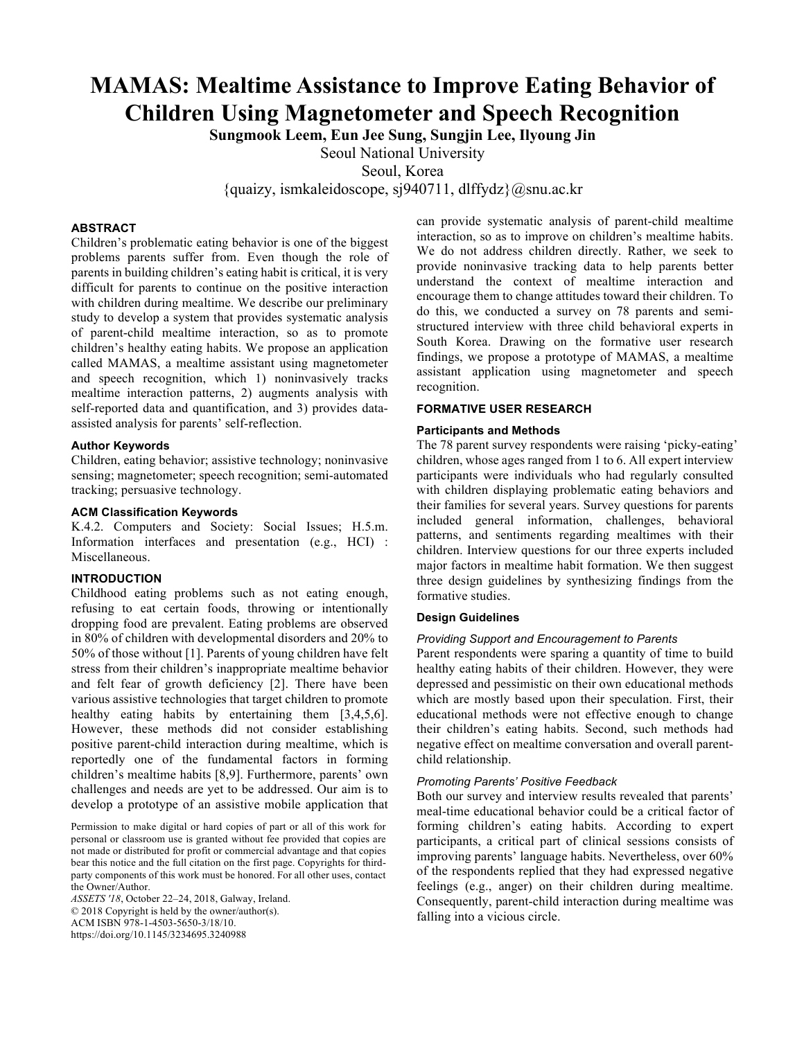# MAMAS: Mealtime Assistance to Improve Eating Behavior of Children Using Magnetometer and Speech Recognition

**Sungmook Leem, Eun Jee Sung, Sungjin Lee, Ilyoung Jin**

Seoul National University

Seoul, Korea

{quaizy, ismkaleidoscope, sj940711, dlffydz}@snu.ac.kr

### ABSTRACT

Children's problematic eating behavior is one of the biggest problems parents suffer from. Even though the role of parents in building children's eating habit is critical, it is very difficult for parents to continue on the positive interaction with children during mealtime. We describe our preliminary study to develop a system that provides systematic analysis of parent-child mealtime interaction, so as to promote children's healthy eating habits. We propose an application called MAMAS, a mealtime assistant using magnetometer and speech recognition, which 1) noninvasively tracks mealtime interaction patterns, 2) augments analysis with self-reported data and quantification, and 3) provides data-assisted analysis for parents' self-reflection.

### Author Keywords

Children, eating behavior; assistive technology; noninvasive sensing; magnetometer; speech recognition; semi-automated tracking; persuasive technology.

### ACM Classification Keywords

K.4.2. Computers and Society: Social Issues; H.5.m. Information interfaces and presentation (e.g., HCI) : Miscellaneous.

### INTRODUCTION

Childhood eating problems such as not eating enough, refusing to eat certain foods, throwing or intentionally dropping food are prevalent. Eating problems are observed in 80% of children with developmental disorders and 20% to 50% of those without [1]. Parents of young children have felt stress from their children's inappropriate mealtime behavior and felt fear of growth deficiency [2]. There have been various assistive technologies that target children to promote healthy eating habits by entertaining them [3,4,5,6]. However, these methods did not consider establishing positive parent-child interaction during mealtime, which is reportedly one of the fundamental factors in forming children's mealtime habits [8,9]. Furthermore, parents' own challenges and needs are yet to be addressed. Our aim is to develop a prototype of an assistive mobile application that can provide systematic analysis of parent-child mealtime interaction, so as to improve on children's mealtime habits. We do not address children directly. Rather, we seek to provide noninvasive tracking data to help parents better understand the context of mealtime interaction and encourage them to change attitudes toward their children. To do this, we conducted a survey on 78 parents and semi-structured interview with three child behavioral experts in South Korea. Drawing on the formative user research findings, we propose a prototype of MAMAS, a mealtime assistant application using magnetometer and speech recognition.

Permission to make digital or hard copies of part or all of this work for personal or classroom use is granted without fee provided that copies are not made or distributed for profit or commercial advantage and that copies bear this notice and the full citation on the first page. Copyrights for third-party components of this work must be honored. For all other uses, contact the Owner/Author.

*ASSETS '18*, October 22–24, 2018, Galway, Ireland.
© 2018 Copyright is held by the owner/author(s).
ACM ISBN 978-1-4503-5650-3/18/10.
https://doi.org/10.1145/3234695.3240988

### FORMATIVE USER RESEARCH

#### Participants and Methods

The 78 parent survey respondents were raising 'picky-eating' children, whose ages ranged from 1 to 6. All expert interview participants were individuals who had regularly consulted with children displaying problematic eating behaviors and their families for several years. Survey questions for parents included general information, challenges, behavioral patterns, and sentiments regarding mealtimes with their children. Interview questions for our three experts included major factors in mealtime habit formation. We then suggest three design guidelines by synthesizing findings from the formative studies.

#### Design Guidelines

*Providing Support and Encouragement to Parents*

Parent respondents were sparing a quantity of time to build healthy eating habits of their children. However, they were depressed and pessimistic on their own educational methods which are mostly based upon their speculation. First, their educational methods were not effective enough to change their children's eating habits. Second, such methods had negative effect on mealtime conversation and overall parent-child relationship.

*Promoting Parents' Positive Feedback*

Both our survey and interview results revealed that parents' meal-time educational behavior could be a critical factor of forming children's eating habits. According to expert participants, a critical part of clinical sessions consists of improving parents' language habits. Nevertheless, over 60% of the respondents replied that they had expressed negative feelings (e.g., anger) on their children during mealtime. Consequently, parent-child interaction during mealtime was falling into a vicious circle.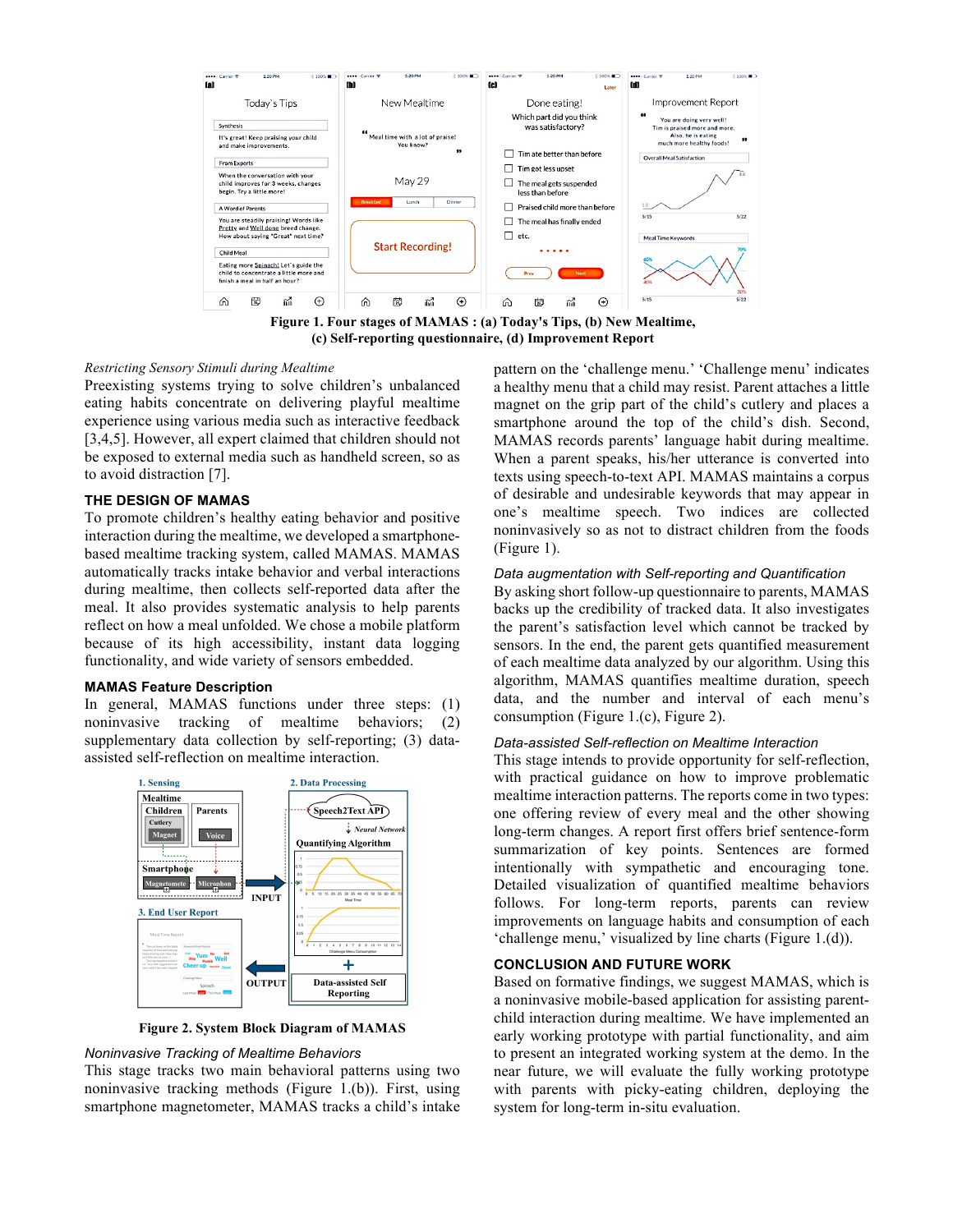Figure 1. Four stages of MAMAS : (a) Today's Tips, (b) New Mealtime, (c) Self-reporting questionnaire, (d) Improvement Report

*Restricting Sensory Stimuli during Mealtime*

Preexisting systems trying to solve children's unbalanced eating habits concentrate on delivering playful mealtime experience using various media such as interactive feedback [3,4,5]. However, all expert claimed that children should not be exposed to external media such as handheld screen, so as to avoid distraction [7].

## THE DESIGN OF MAMAS

To promote children's healthy eating behavior and positive interaction during the mealtime, we developed a smartphone-based mealtime tracking system, called MAMAS. MAMAS automatically tracks intake behavior and verbal interactions during mealtime, then collects self-reported data after the meal. It also provides systematic analysis to help parents reflect on how a meal unfolded. We chose a mobile platform because of its high accessibility, instant data logging functionality, and wide variety of sensors embedded.

### MAMAS Feature Description

In general, MAMAS functions under three steps: (1) noninvasive tracking of mealtime behaviors; (2) supplementary data collection by self-reporting; (3) data-assisted self-reflection on mealtime interaction.

Figure 2. System Block Diagram of MAMAS

*Noninvasive Tracking of Mealtime Behaviors*

This stage tracks two main behavioral patterns using two noninvasive tracking methods (Figure 1.(b)). First, using smartphone magnetometer, MAMAS tracks a child's intake pattern on the 'challenge menu.' 'Challenge menu' indicates a healthy menu that a child may resist. Parent attaches a little magnet on the grip part of the child's cutlery and places a smartphone around the top of the child's dish. Second, MAMAS records parents' language habit during mealtime. When a parent speaks, his/her utterance is converted into texts using speech-to-text API. MAMAS maintains a corpus of desirable and undesirable keywords that may appear in one's mealtime speech. Two indices are collected noninvasively so as not to distract children from the foods (Figure 1).

*Data augmentation with Self-reporting and Quantification*

By asking short follow-up questionnaire to parents, MAMAS backs up the credibility of tracked data. It also investigates the parent's satisfaction level which cannot be tracked by sensors. In the end, the parent gets quantified measurement of each mealtime data analyzed by our algorithm. Using this algorithm, MAMAS quantifies mealtime duration, speech data, and the number and interval of each menu's consumption (Figure 1.(c), Figure 2).

*Data-assisted Self-reflection on Mealtime Interaction*

This stage intends to provide opportunity for self-reflection, with practical guidance on how to improve problematic mealtime interaction patterns. The reports come in two types: one offering review of every meal and the other showing long-term changes. A report first offers brief sentence-form summarization of key points. Sentences are formed intentionally with sympathetic and encouraging tone. Detailed visualization of quantified mealtime behaviors follows. For long-term reports, parents can review improvements on language habits and consumption of each 'challenge menu,' visualized by line charts (Figure 1.(d)).

## CONCLUSION AND FUTURE WORK

Based on formative findings, we suggest MAMAS, which is a noninvasive mobile-based application for assisting parent-child interaction during mealtime. We have implemented an early working prototype with partial functionality, and aim to present an integrated working system at the demo. In the near future, we will evaluate the fully working prototype with parents with picky-eating children, deploying the system for long-term in-situ evaluation.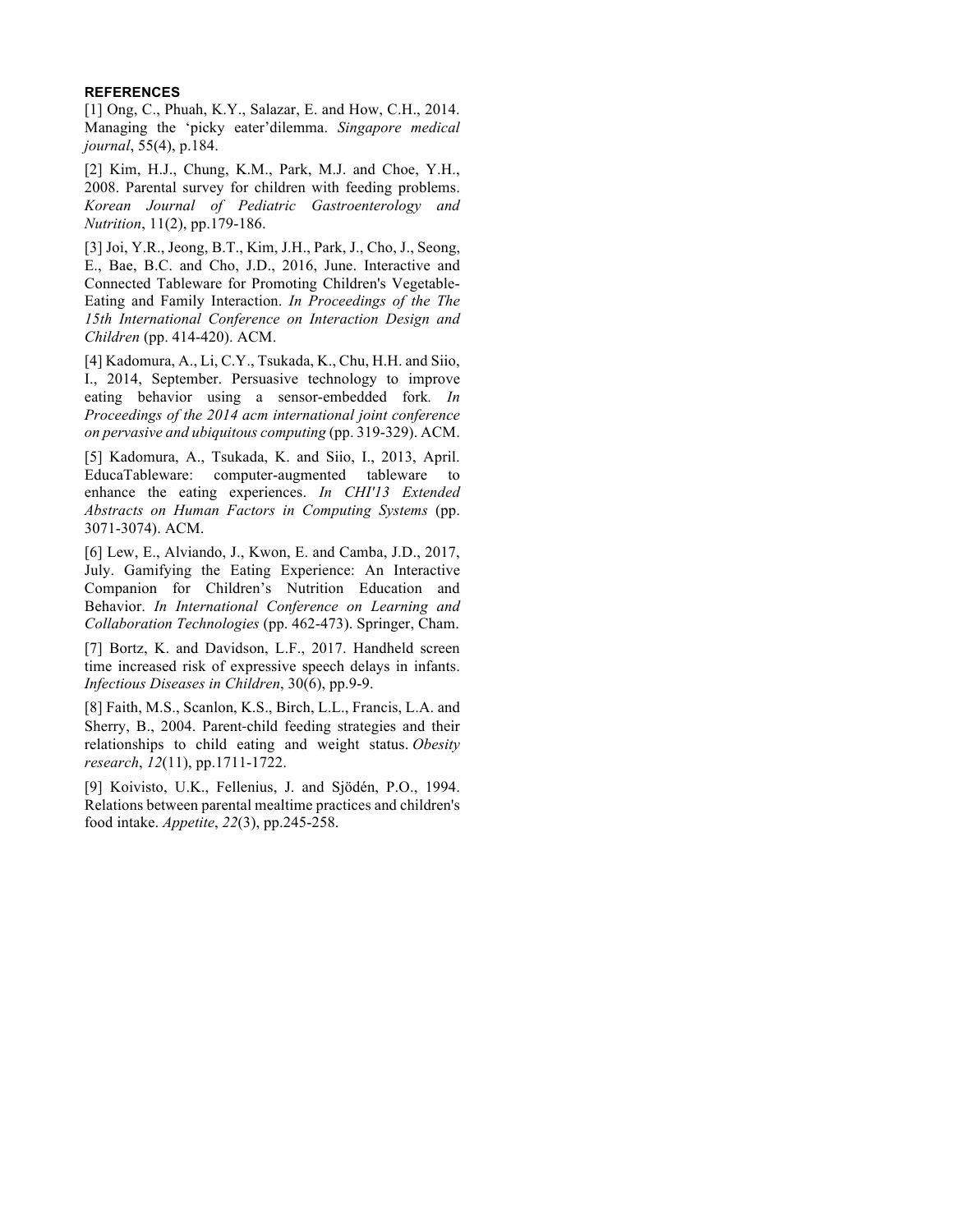## REFERENCES

[1] Ong, C., Phuah, K.Y., Salazar, E. and How, C.H., 2014. Managing the 'picky eater'dilemma. *Singapore medical journal*, 55(4), p.184.

[2] Kim, H.J., Chung, K.M., Park, M.J. and Choe, Y.H., 2008. Parental survey for children with feeding problems. *Korean Journal of Pediatric Gastroenterology and Nutrition*, 11(2), pp.179-186.

[3] Joi, Y.R., Jeong, B.T., Kim, J.H., Park, J., Cho, J., Seong, E., Bae, B.C. and Cho, J.D., 2016, June. Interactive and Connected Tableware for Promoting Children's Vegetable-Eating and Family Interaction. *In Proceedings of the The 15th International Conference on Interaction Design and Children* (pp. 414-420). ACM.

[4] Kadomura, A., Li, C.Y., Tsukada, K., Chu, H.H. and Siio, I., 2014, September. Persuasive technology to improve eating behavior using a sensor-embedded fork*. In Proceedings of the 2014 acm international joint conference on pervasive and ubiquitous computing* (pp. 319-329). ACM.

[5] Kadomura, A., Tsukada, K. and Siio, I., 2013, April. EducaTableware: computer-augmented tableware to enhance the eating experiences. *In CHI'13 Extended Abstracts on Human Factors in Computing Systems* (pp. 3071-3074). ACM.

[6] Lew, E., Alviando, J., Kwon, E. and Camba, J.D., 2017, July. Gamifying the Eating Experience: An Interactive Companion for Children's Nutrition Education and Behavior. *In International Conference on Learning and Collaboration Technologies* (pp. 462-473). Springer, Cham.

[7] Bortz, K. and Davidson, L.F., 2017. Handheld screen time increased risk of expressive speech delays in infants. *Infectious Diseases in Children*, 30(6), pp.9-9.

[8] Faith, M.S., Scanlon, K.S., Birch, L.L., Francis, L.A. and Sherry, B., 2004. Parent-child feeding strategies and their relationships to child eating and weight status. *Obesity research*, *12*(11), pp.1711-1722.

[9] Koivisto, U.K., Fellenius, J. and Sjödén, P.O., 1994. Relations between parental mealtime practices and children's food intake. *Appetite*, *22*(3), pp.245-258.